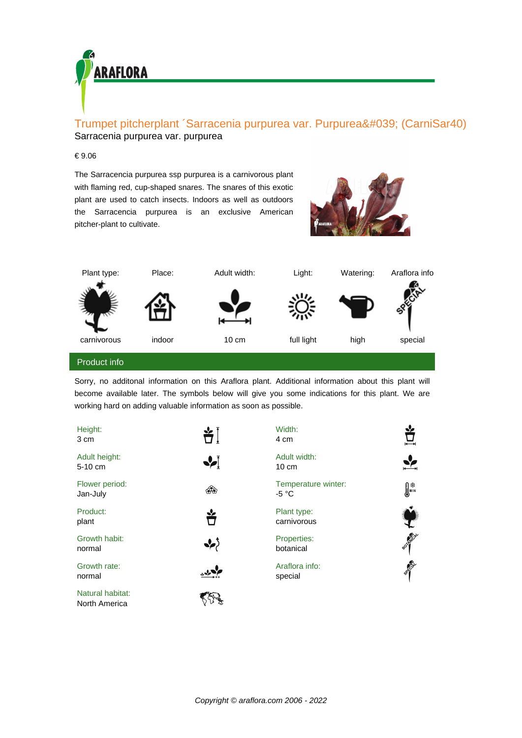# Trumpet pitcherplant ´Sarracenia purpurea var. Purpurea&#039; (CarniSar40)

Sarracenia purpurea var. purpurea

€ 9.06

The Sarracencia purpurea ssp purpurea is a carnivorous plant with flaming red, cup-shaped snares. The snares of this exotic plant are used to catch insects. Indoors as well as outdoors the Sarracencia purpurea is an exclusive American pitcher-plant to cultivate.

| Plant type: | Place: | Adult width: | Light: | Watering: | Araflora info |
|---|---|---|---|---|---|
| carnivorous | indoor | 10 cm | full light | high | special |

## Product info

Sorry, no additonal information on this Araflora plant. Additional information about this plant will become available later. The symbols below will give you some indications for this plant. We are working hard on adding valuable information as soon as possible.

**Height:**
3 cm

**Adult height:**
5-10 cm

**Flower period:**
Jan-July

**Product:**
plant

**Growth habit:**
normal

**Growth rate:**
normal

**Natural habitat:**
North America

**Width:**
4 cm

**Adult width:**
10 cm

**Temperature winter:**
-5 °C

**Plant type:**
carnivorous

**Properties:**
botanical

**Araflora info:**
special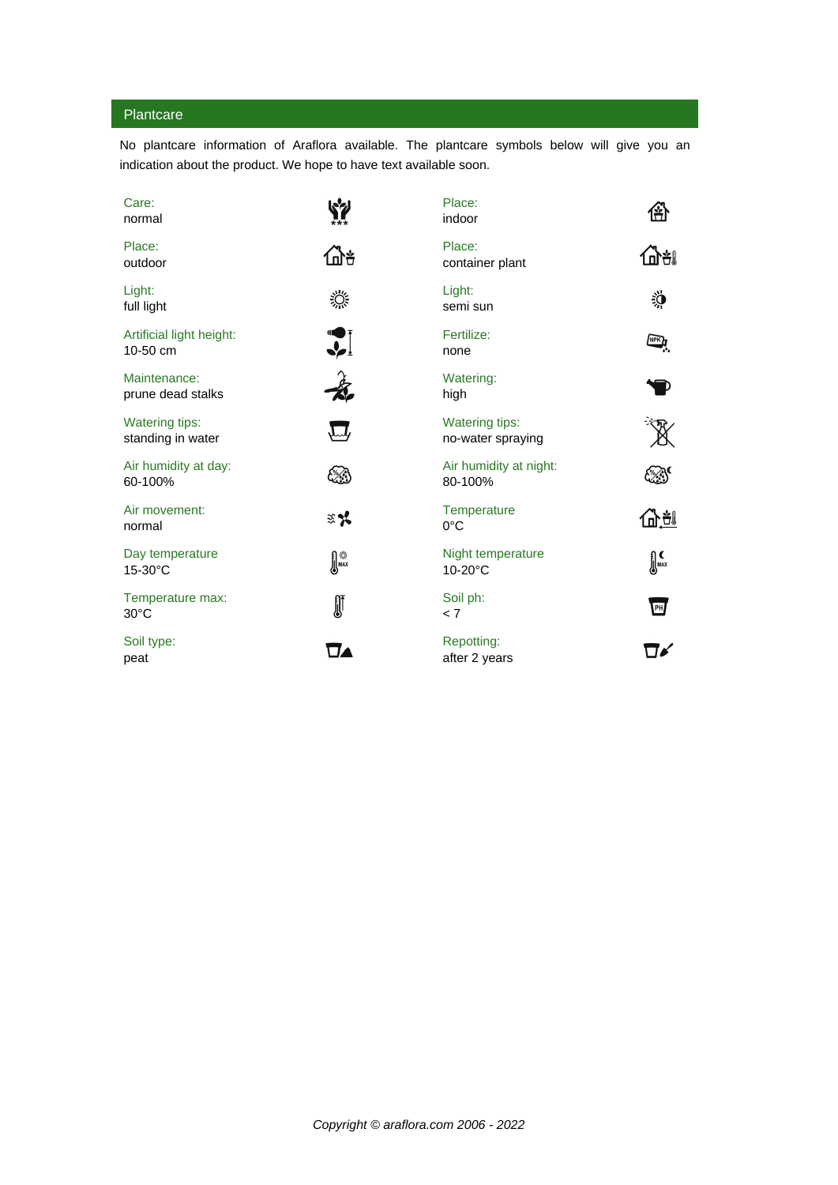## Plantcare

No plantcare information of Araflora available. The plantcare symbols below will give you an indication about the product. We hope to have text available soon.

Care:
normal

Place:
indoor

Place:
outdoor

Place:
container plant

Light:
full light

Light:
semi sun

Artificial light height:
10-50 cm

Fertilize:
none

Maintenance:
prune dead stalks

Watering:
high

Watering tips:
standing in water

Watering tips:
no-water spraying

Air humidity at day:
60-100%

Air humidity at night:
80-100%

Air movement:
normal

Temperature
0°C

Day temperature
15-30°C

Night temperature
10-20°C

Temperature max:
30°C

Soil ph:
< 7

Soil type:
peat

Repotting:
after 2 years